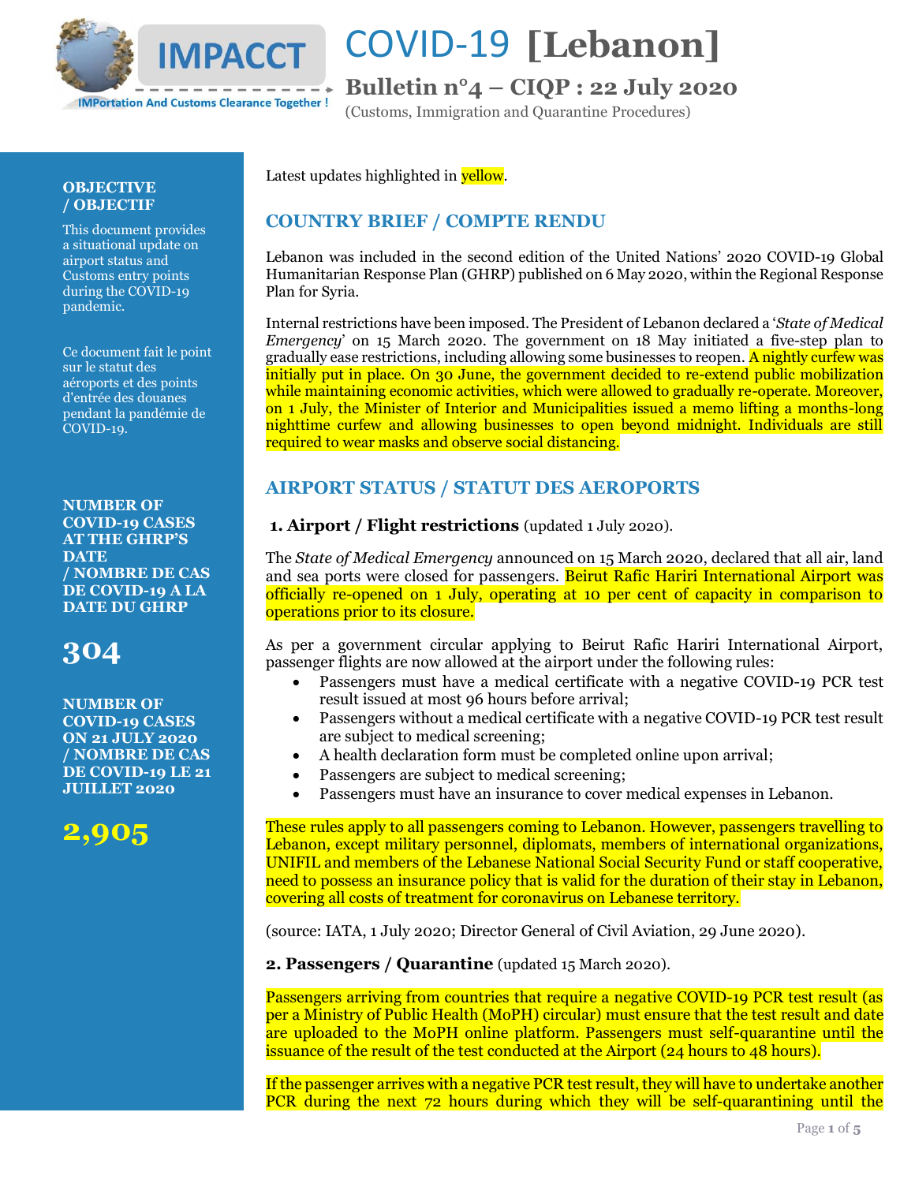# COVID-19 [Lebanon]

## Bulletin n°4 – CIQP : 22 July 2020

(Customs, Immigration and Quarantine Procedures)

IMPACCT – IMPortation And Customs Clearance Together !

**OBJECTIVE / OBJECTIF**

This document provides a situational update on airport status and Customs entry points during the COVID-19 pandemic.

Ce document fait le point sur le statut des aéroports et des points d'entrée des douanes pendant la pandémie de COVID-19.

**NUMBER OF COVID-19 CASES AT THE GHRP'S DATE / NOMBRE DE CAS DE COVID-19 A LA DATE DU GHRP**

**304**

**NUMBER OF COVID-19 CASES ON 21 JULY 2020 / NOMBRE DE CAS DE COVID-19 LE 21 JUILLET 2020**

**2,905**

Latest updates highlighted in yellow.

## COUNTRY BRIEF / COMPTE RENDU

Lebanon was included in the second edition of the United Nations' 2020 COVID-19 Global Humanitarian Response Plan (GHRP) published on 6 May 2020, within the Regional Response Plan for Syria.

Internal restrictions have been imposed. The President of Lebanon declared a '*State of Medical Emergency*' on 15 March 2020. The government on 18 May initiated a five-step plan to gradually ease restrictions, including allowing some businesses to reopen. A nightly curfew was initially put in place. On 30 June, the government decided to re-extend public mobilization while maintaining economic activities, which were allowed to gradually re-operate. Moreover, on 1 July, the Minister of Interior and Municipalities issued a memo lifting a months-long nighttime curfew and allowing businesses to open beyond midnight. Individuals are still required to wear masks and observe social distancing.

## AIRPORT STATUS / STATUT DES AEROPORTS

### 1. Airport / Flight restrictions (updated 1 July 2020).

The *State of Medical Emergency* announced on 15 March 2020, declared that all air, land and sea ports were closed for passengers. Beirut Rafic Hariri International Airport was officially re-opened on 1 July, operating at 10 per cent of capacity in comparison to operations prior to its closure.

As per a government circular applying to Beirut Rafic Hariri International Airport, passenger flights are now allowed at the airport under the following rules:

- Passengers must have a medical certificate with a negative COVID-19 PCR test result issued at most 96 hours before arrival;
- Passengers without a medical certificate with a negative COVID-19 PCR test result are subject to medical screening;
- A health declaration form must be completed online upon arrival;
- Passengers are subject to medical screening;
- Passengers must have an insurance to cover medical expenses in Lebanon.

These rules apply to all passengers coming to Lebanon. However, passengers travelling to Lebanon, except military personnel, diplomats, members of international organizations, UNIFIL and members of the Lebanese National Social Security Fund or staff cooperative, need to possess an insurance policy that is valid for the duration of their stay in Lebanon, covering all costs of treatment for coronavirus on Lebanese territory.

(source: IATA, 1 July 2020; Director General of Civil Aviation, 29 June 2020).

### 2. Passengers / Quarantine (updated 15 March 2020).

Passengers arriving from countries that require a negative COVID-19 PCR test result (as per a Ministry of Public Health (MoPH) circular) must ensure that the test result and date are uploaded to the MoPH online platform. Passengers must self-quarantine until the issuance of the result of the test conducted at the Airport (24 hours to 48 hours).

If the passenger arrives with a negative PCR test result, they will have to undertake another PCR during the next 72 hours during which they will be self-quarantining until the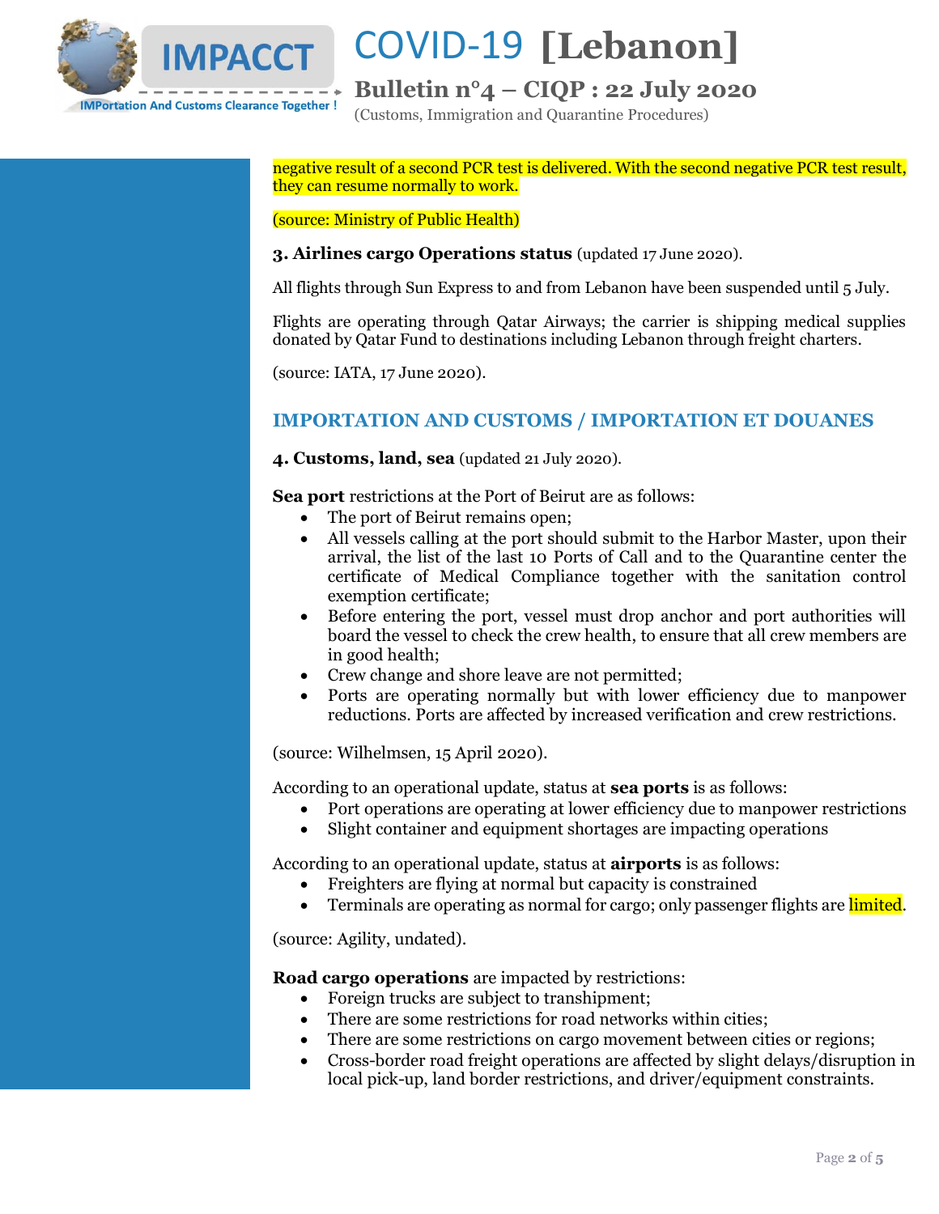negative result of a second PCR test is delivered. With the second negative PCR test result, they can resume normally to work.

(source: Ministry of Public Health)

**3. Airlines cargo Operations status** (updated 17 June 2020).

All flights through Sun Express to and from Lebanon have been suspended until 5 July.

Flights are operating through Qatar Airways; the carrier is shipping medical supplies donated by Qatar Fund to destinations including Lebanon through freight charters.

(source: IATA, 17 June 2020).

## IMPORTATION AND CUSTOMS / IMPORTATION ET DOUANES

**4. Customs, land, sea** (updated 21 July 2020).

**Sea port** restrictions at the Port of Beirut are as follows:

- The port of Beirut remains open;
- All vessels calling at the port should submit to the Harbor Master, upon their arrival, the list of the last 10 Ports of Call and to the Quarantine center the certificate of Medical Compliance together with the sanitation control exemption certificate;
- Before entering the port, vessel must drop anchor and port authorities will board the vessel to check the crew health, to ensure that all crew members are in good health;
- Crew change and shore leave are not permitted;
- Ports are operating normally but with lower efficiency due to manpower reductions. Ports are affected by increased verification and crew restrictions.

(source: Wilhelmsen, 15 April 2020).

According to an operational update, status at **sea ports** is as follows:

- Port operations are operating at lower efficiency due to manpower restrictions
- Slight container and equipment shortages are impacting operations

According to an operational update, status at **airports** is as follows:

- Freighters are flying at normal but capacity is constrained
- Terminals are operating as normal for cargo; only passenger flights are limited.

(source: Agility, undated).

**Road cargo operations** are impacted by restrictions:

- Foreign trucks are subject to transhipment;
- There are some restrictions for road networks within cities;
- There are some restrictions on cargo movement between cities or regions;
- Cross-border road freight operations are affected by slight delays/disruption in local pick-up, land border restrictions, and driver/equipment constraints.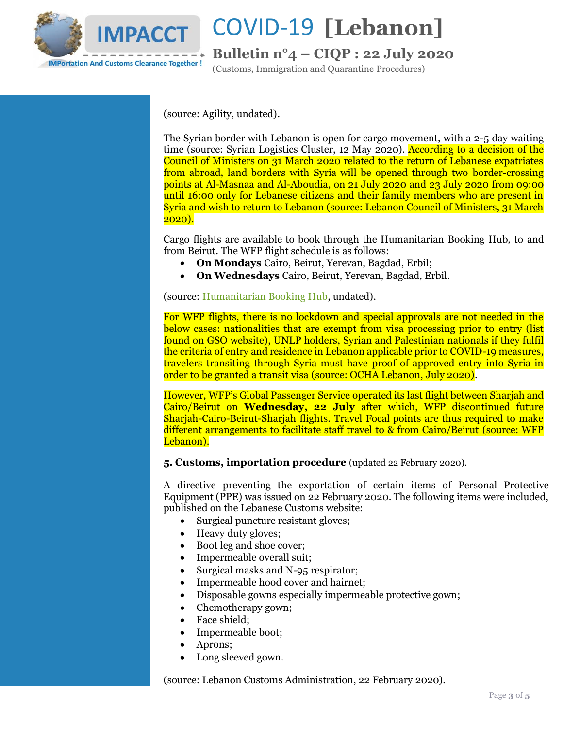(source: Agility, undated).

The Syrian border with Lebanon is open for cargo movement, with a 2-5 day waiting time (source: Syrian Logistics Cluster, 12 May 2020). According to a decision of the Council of Ministers on 31 March 2020 related to the return of Lebanese expatriates from abroad, land borders with Syria will be opened through two border-crossing points at Al-Masnaa and Al-Aboudia, on 21 July 2020 and 23 July 2020 from 09:00 until 16:00 only for Lebanese citizens and their family members who are present in Syria and wish to return to Lebanon (source: Lebanon Council of Ministers, 31 March 2020).

Cargo flights are available to book through the Humanitarian Booking Hub, to and from Beirut. The WFP flight schedule is as follows:

- **On Mondays** Cairo, Beirut, Yerevan, Bagdad, Erbil;
- **On Wednesdays** Cairo, Beirut, Yerevan, Bagdad, Erbil.

(source: Humanitarian Booking Hub, undated).

For WFP flights, there is no lockdown and special approvals are not needed in the below cases: nationalities that are exempt from visa processing prior to entry (list found on GSO website), UNLP holders, Syrian and Palestinian nationals if they fulfil the criteria of entry and residence in Lebanon applicable prior to COVID-19 measures, travelers transiting through Syria must have proof of approved entry into Syria in order to be granted a transit visa (source: OCHA Lebanon, July 2020).

However, WFP's Global Passenger Service operated its last flight between Sharjah and Cairo/Beirut on **Wednesday, 22 July** after which, WFP discontinued future Sharjah-Cairo-Beirut-Sharjah flights. Travel Focal points are thus required to make different arrangements to facilitate staff travel to & from Cairo/Beirut (source: WFP Lebanon).

**5. Customs, importation procedure** (updated 22 February 2020).

A directive preventing the exportation of certain items of Personal Protective Equipment (PPE) was issued on 22 February 2020. The following items were included, published on the Lebanese Customs website:

- Surgical puncture resistant gloves;
- Heavy duty gloves;
- Boot leg and shoe cover;
- Impermeable overall suit;
- Surgical masks and N-95 respirator;
- Impermeable hood cover and hairnet;
- Disposable gowns especially impermeable protective gown;
- Chemotherapy gown;
- Face shield;
- Impermeable boot;
- Aprons;
- Long sleeved gown.

(source: Lebanon Customs Administration, 22 February 2020).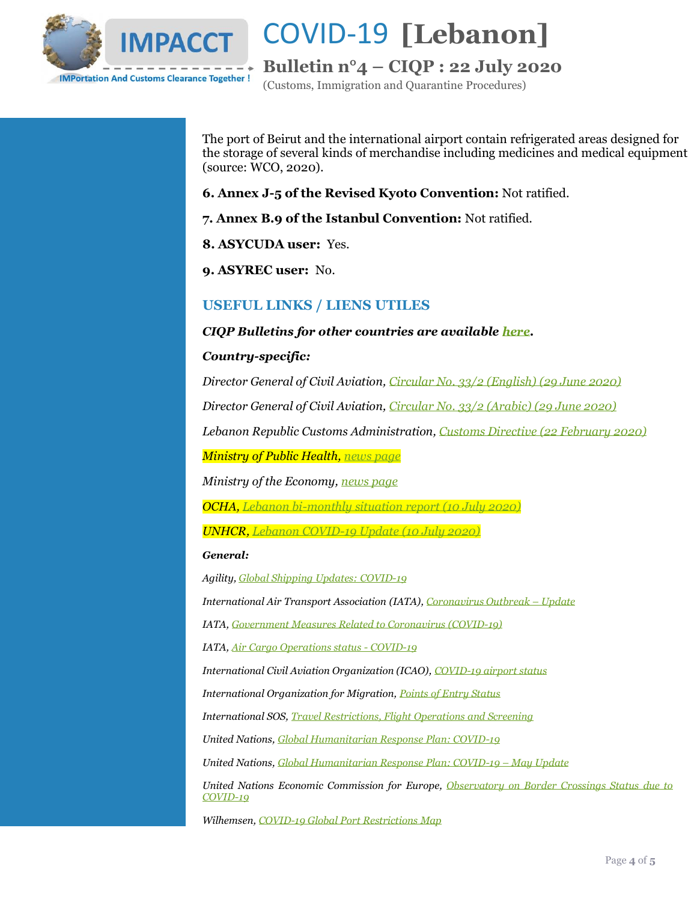The port of Beirut and the international airport contain refrigerated areas designed for the storage of several kinds of merchandise including medicines and medical equipment (source: WCO, 2020).

**6. Annex J-5 of the Revised Kyoto Convention:** Not ratified.

**7. Annex B.9 of the Istanbul Convention:** Not ratified.

**8. ASYCUDA user:** Yes.

**9. ASYREC user:** No.

## USEFUL LINKS / LIENS UTILES

***CIQP Bulletins for other countries are available here.***

***Country-specific:***

*Director General of Civil Aviation, Circular No. 33/2 (English) (29 June 2020)*

*Director General of Civil Aviation, Circular No. 33/2 (Arabic) (29 June 2020)*

*Lebanon Republic Customs Administration, Customs Directive (22 February 2020)*

*Ministry of Public Health, news page*

*Ministry of the Economy, news page*

*OCHA, Lebanon bi-monthly situation report (10 July 2020)*

*UNHCR, Lebanon COVID-19 Update (10 July 2020)*

***General:***

*Agility, Global Shipping Updates: COVID-19*

*International Air Transport Association (IATA), Coronavirus Outbreak – Update*

*IATA, Government Measures Related to Coronavirus (COVID-19)*

*IATA, Air Cargo Operations status - COVID-19*

*International Civil Aviation Organization (ICAO), COVID-19 airport status*

*International Organization for Migration, Points of Entry Status*

*International SOS, Travel Restrictions, Flight Operations and Screening*

*United Nations, Global Humanitarian Response Plan: COVID-19*

*United Nations, Global Humanitarian Response Plan: COVID-19 – May Update*

*United Nations Economic Commission for Europe, Observatory on Border Crossings Status due to COVID-19*

*Wilhemsen, COVID-19 Global Port Restrictions Map*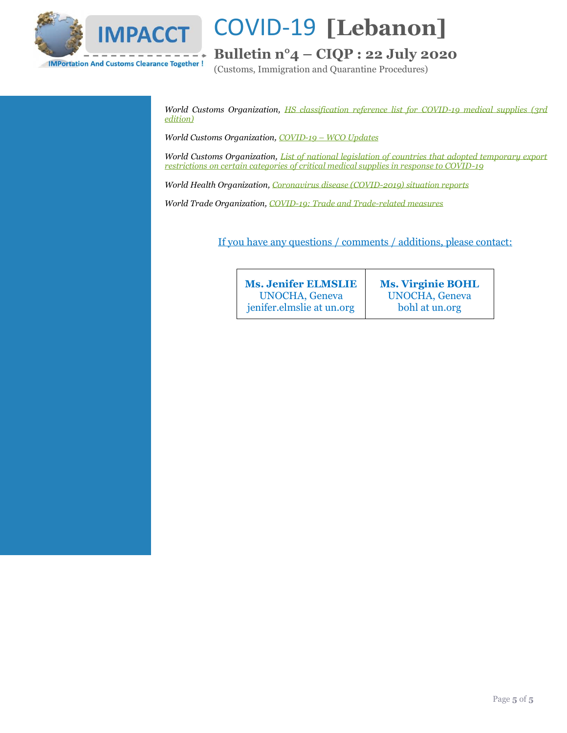*World Customs Organization, HS classification reference list for COVID-19 medical supplies (3rd edition)*

*World Customs Organization, COVID-19 – WCO Updates*

*World Customs Organization, List of national legislation of countries that adopted temporary export restrictions on certain categories of critical medical supplies in response to COVID-19*

*World Health Organization, Coronavirus disease (COVID-2019) situation reports*

*World Trade Organization, COVID-19: Trade and Trade-related measures*

If you have any questions / comments / additions, please contact:

| | |
|---|---|
| **Ms. Jenifer ELMSLIE**<br>UNOCHA, Geneva<br>jenifer.elmslie at un.org | **Ms. Virginie BOHL**<br>UNOCHA, Geneva<br>bohl at un.org |